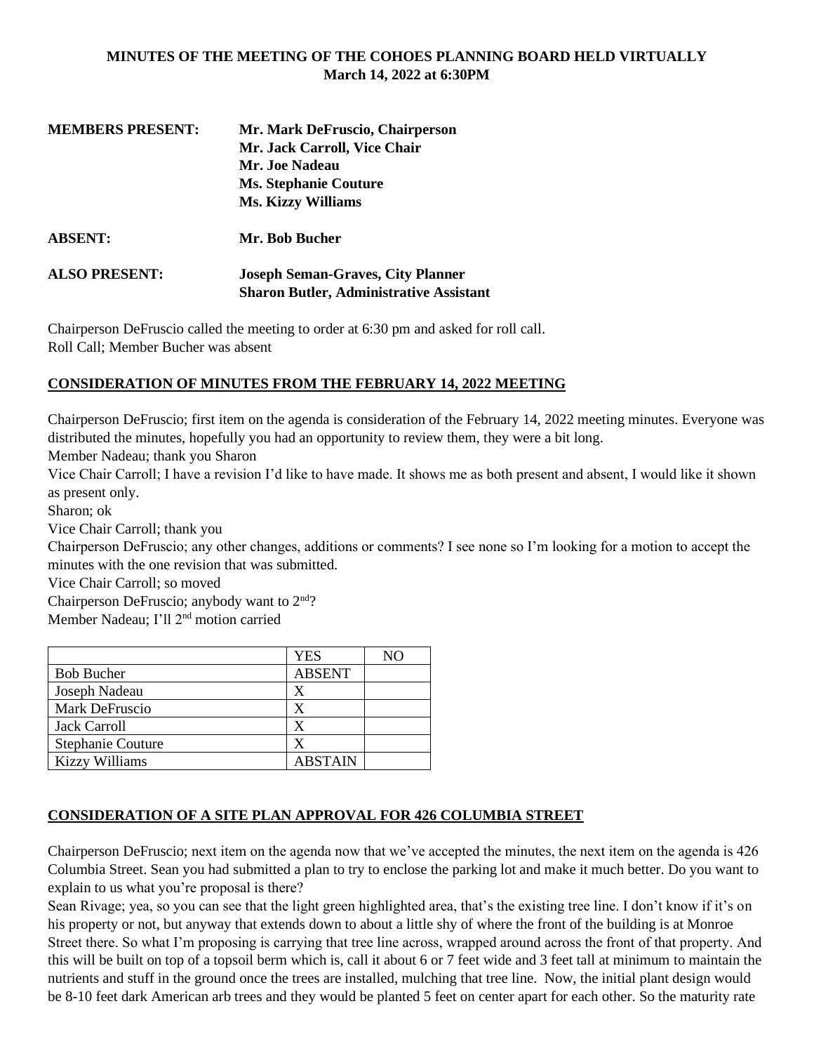**MINUTES OF THE MEETING OF THE COHOES PLANNING BOARD HELD VIRTUALLY**
**March 14, 2022 at 6:30PM**

**MEMBERS PRESENT:** **Mr. Mark DeFruscio, Chairperson**
**Mr. Jack Carroll, Vice Chair**
**Mr. Joe Nadeau**
**Ms. Stephanie Couture**
**Ms. Kizzy Williams**

**ABSENT:** **Mr. Bob Bucher**

**ALSO PRESENT:** **Joseph Seman-Graves, City Planner**
**Sharon Butler, Administrative Assistant**

Chairperson DeFruscio called the meeting to order at 6:30 pm and asked for roll call.
Roll Call; Member Bucher was absent

## CONSIDERATION OF MINUTES FROM THE FEBRUARY 14, 2022 MEETING

Chairperson DeFruscio; first item on the agenda is consideration of the February 14, 2022 meeting minutes. Everyone was distributed the minutes, hopefully you had an opportunity to review them, they were a bit long.
Member Nadeau; thank you Sharon
Vice Chair Carroll; I have a revision I'd like to have made. It shows me as both present and absent, I would like it shown as present only.
Sharon; ok
Vice Chair Carroll; thank you
Chairperson DeFruscio; any other changes, additions or comments? I see none so I'm looking for a motion to accept the minutes with the one revision that was submitted.
Vice Chair Carroll; so moved
Chairperson DeFruscio; anybody want to 2nd?
Member Nadeau; I'll 2nd motion carried

| | YES | NO |
|---|---|---|
| Bob Bucher | ABSENT | |
| Joseph Nadeau | X | |
| Mark DeFruscio | X | |
| Jack Carroll | X | |
| Stephanie Couture | X | |
| Kizzy Williams | ABSTAIN | |

## CONSIDERATION OF A SITE PLAN APPROVAL FOR 426 COLUMBIA STREET

Chairperson DeFruscio; next item on the agenda now that we've accepted the minutes, the next item on the agenda is 426 Columbia Street. Sean you had submitted a plan to try to enclose the parking lot and make it much better. Do you want to explain to us what you're proposal is there?
Sean Rivage; yea, so you can see that the light green highlighted area, that's the existing tree line. I don't know if it's on his property or not, but anyway that extends down to about a little shy of where the front of the building is at Monroe Street there. So what I'm proposing is carrying that tree line across, wrapped around across the front of that property. And this will be built on top of a topsoil berm which is, call it about 6 or 7 feet wide and 3 feet tall at minimum to maintain the nutrients and stuff in the ground once the trees are installed, mulching that tree line. Now, the initial plant design would be 8-10 feet dark American arb trees and they would be planted 5 feet on center apart for each other. So the maturity rate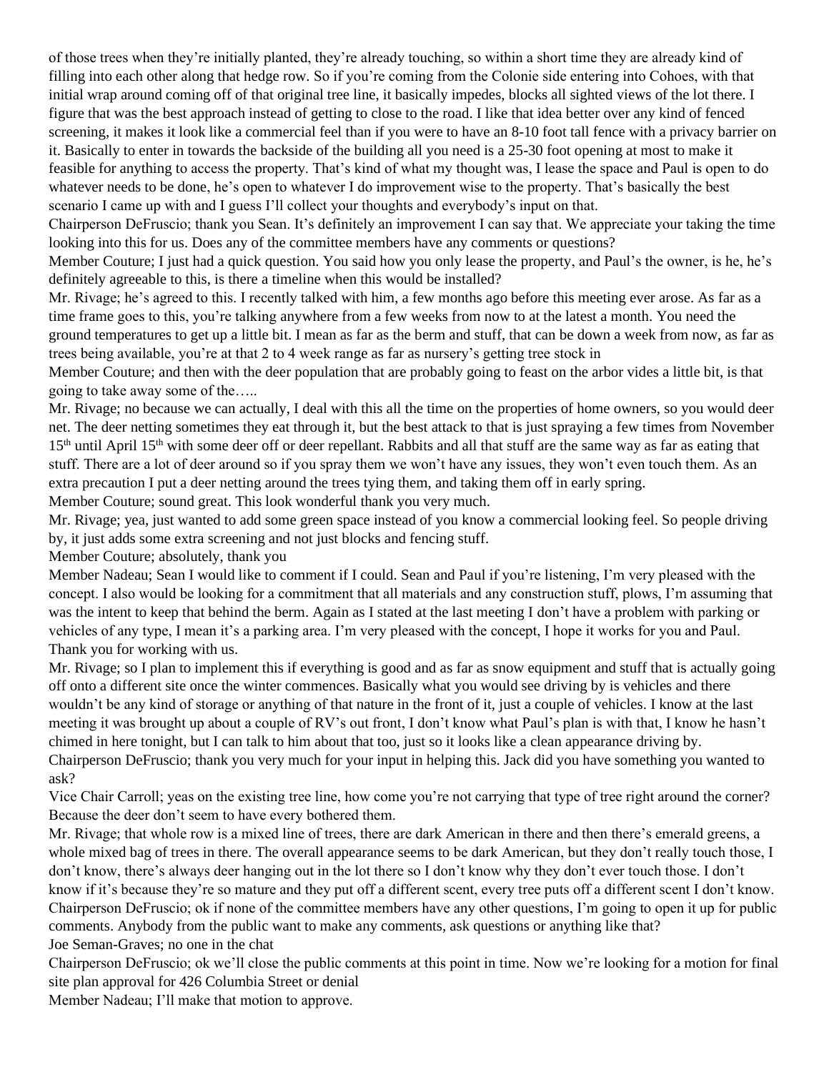of those trees when they're initially planted, they're already touching, so within a short time they are already kind of filling into each other along that hedge row. So if you're coming from the Colonie side entering into Cohoes, with that initial wrap around coming off of that original tree line, it basically impedes, blocks all sighted views of the lot there. I figure that was the best approach instead of getting to close to the road. I like that idea better over any kind of fenced screening, it makes it look like a commercial feel than if you were to have an 8-10 foot tall fence with a privacy barrier on it. Basically to enter in towards the backside of the building all you need is a 25-30 foot opening at most to make it feasible for anything to access the property. That's kind of what my thought was, I lease the space and Paul is open to do whatever needs to be done, he's open to whatever I do improvement wise to the property. That's basically the best scenario I came up with and I guess I'll collect your thoughts and everybody's input on that.

Chairperson DeFruscio; thank you Sean. It's definitely an improvement I can say that. We appreciate your taking the time looking into this for us. Does any of the committee members have any comments or questions?

Member Couture; I just had a quick question. You said how you only lease the property, and Paul's the owner, is he, he's definitely agreeable to this, is there a timeline when this would be installed?

Mr. Rivage; he's agreed to this. I recently talked with him, a few months ago before this meeting ever arose. As far as a time frame goes to this, you're talking anywhere from a few weeks from now to at the latest a month. You need the ground temperatures to get up a little bit. I mean as far as the berm and stuff, that can be down a week from now, as far as trees being available, you're at that 2 to 4 week range as far as nursery's getting tree stock in

Member Couture; and then with the deer population that are probably going to feast on the arbor vides a little bit, is that going to take away some of the…..

Mr. Rivage; no because we can actually, I deal with this all the time on the properties of home owners, so you would deer net. The deer netting sometimes they eat through it, but the best attack to that is just spraying a few times from November 15th until April 15th with some deer off or deer repellant. Rabbits and all that stuff are the same way as far as eating that stuff. There are a lot of deer around so if you spray them we won't have any issues, they won't even touch them. As an extra precaution I put a deer netting around the trees tying them, and taking them off in early spring.

Member Couture; sound great. This look wonderful thank you very much.

Mr. Rivage; yea, just wanted to add some green space instead of you know a commercial looking feel. So people driving by, it just adds some extra screening and not just blocks and fencing stuff.

Member Couture; absolutely, thank you

Member Nadeau; Sean I would like to comment if I could. Sean and Paul if you're listening, I'm very pleased with the concept. I also would be looking for a commitment that all materials and any construction stuff, plows, I'm assuming that was the intent to keep that behind the berm. Again as I stated at the last meeting I don't have a problem with parking or vehicles of any type, I mean it's a parking area. I'm very pleased with the concept, I hope it works for you and Paul. Thank you for working with us.

Mr. Rivage; so I plan to implement this if everything is good and as far as snow equipment and stuff that is actually going off onto a different site once the winter commences. Basically what you would see driving by is vehicles and there wouldn't be any kind of storage or anything of that nature in the front of it, just a couple of vehicles. I know at the last meeting it was brought up about a couple of RV's out front, I don't know what Paul's plan is with that, I know he hasn't chimed in here tonight, but I can talk to him about that too, just so it looks like a clean appearance driving by.

Chairperson DeFruscio; thank you very much for your input in helping this. Jack did you have something you wanted to ask?

Vice Chair Carroll; yeas on the existing tree line, how come you're not carrying that type of tree right around the corner? Because the deer don't seem to have every bothered them.

Mr. Rivage; that whole row is a mixed line of trees, there are dark American in there and then there's emerald greens, a whole mixed bag of trees in there. The overall appearance seems to be dark American, but they don't really touch those, I don't know, there's always deer hanging out in the lot there so I don't know why they don't ever touch those. I don't know if it's because they're so mature and they put off a different scent, every tree puts off a different scent I don't know.

Chairperson DeFruscio; ok if none of the committee members have any other questions, I'm going to open it up for public comments. Anybody from the public want to make any comments, ask questions or anything like that?

Joe Seman-Graves; no one in the chat

Chairperson DeFruscio; ok we'll close the public comments at this point in time. Now we're looking for a motion for final site plan approval for 426 Columbia Street or denial

Member Nadeau; I'll make that motion to approve.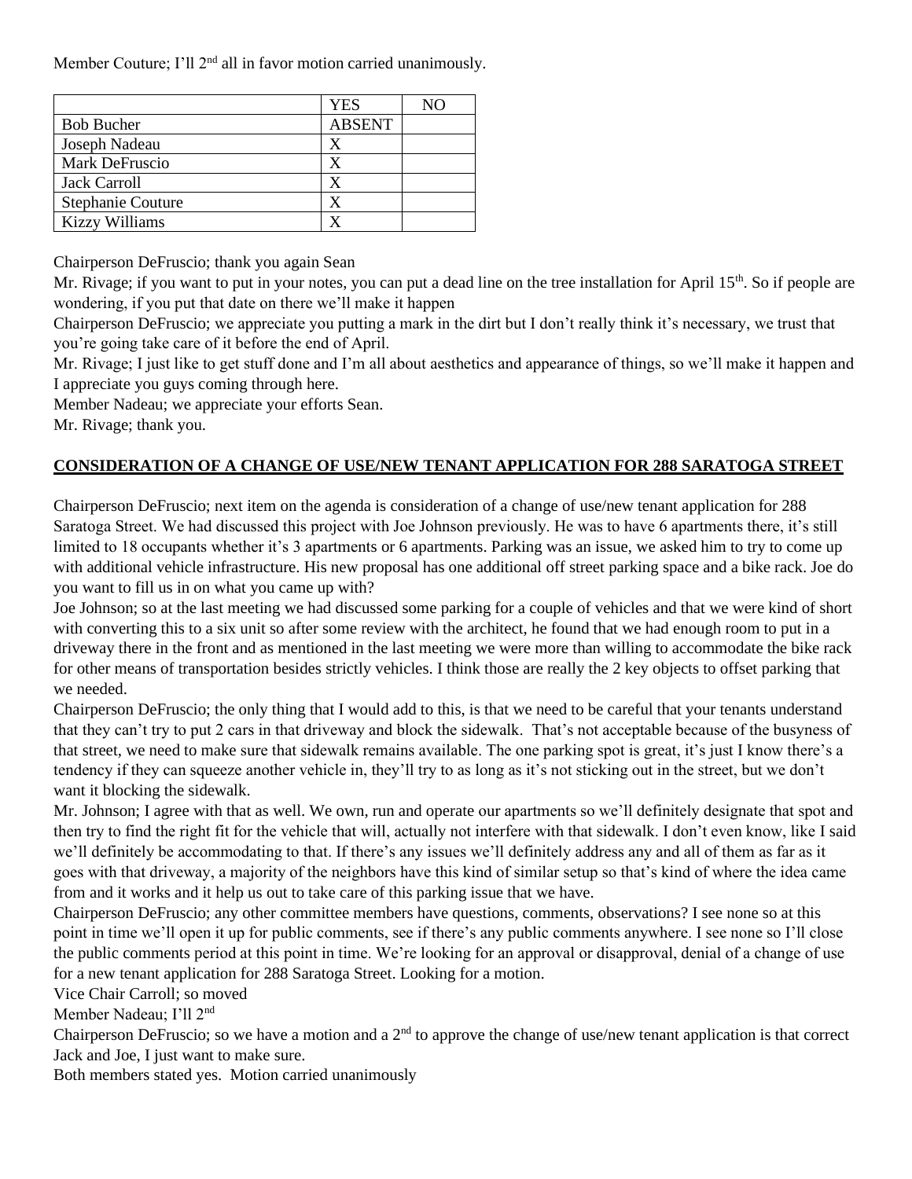Member Couture; I'll 2nd all in favor motion carried unanimously.

| | YES | NO |
|---|---|---|
| Bob Bucher | ABSENT | |
| Joseph Nadeau | X | |
| Mark DeFruscio | X | |
| Jack Carroll | X | |
| Stephanie Couture | X | |
| Kizzy Williams | X | |

Chairperson DeFruscio; thank you again Sean

Mr. Rivage; if you want to put in your notes, you can put a dead line on the tree installation for April 15th. So if people are wondering, if you put that date on there we'll make it happen

Chairperson DeFruscio; we appreciate you putting a mark in the dirt but I don't really think it's necessary, we trust that you're going take care of it before the end of April.

Mr. Rivage; I just like to get stuff done and I'm all about aesthetics and appearance of things, so we'll make it happen and I appreciate you guys coming through here.

Member Nadeau; we appreciate your efforts Sean.

Mr. Rivage; thank you.

**CONSIDERATION OF A CHANGE OF USE/NEW TENANT APPLICATION FOR 288 SARATOGA STREET**

Chairperson DeFruscio; next item on the agenda is consideration of a change of use/new tenant application for 288 Saratoga Street. We had discussed this project with Joe Johnson previously. He was to have 6 apartments there, it's still limited to 18 occupants whether it's 3 apartments or 6 apartments. Parking was an issue, we asked him to try to come up with additional vehicle infrastructure. His new proposal has one additional off street parking space and a bike rack. Joe do you want to fill us in on what you came up with?

Joe Johnson; so at the last meeting we had discussed some parking for a couple of vehicles and that we were kind of short with converting this to a six unit so after some review with the architect, he found that we had enough room to put in a driveway there in the front and as mentioned in the last meeting we were more than willing to accommodate the bike rack for other means of transportation besides strictly vehicles. I think those are really the 2 key objects to offset parking that we needed.

Chairperson DeFruscio; the only thing that I would add to this, is that we need to be careful that your tenants understand that they can't try to put 2 cars in that driveway and block the sidewalk. That's not acceptable because of the busyness of that street, we need to make sure that sidewalk remains available. The one parking spot is great, it's just I know there's a tendency if they can squeeze another vehicle in, they'll try to as long as it's not sticking out in the street, but we don't want it blocking the sidewalk.

Mr. Johnson; I agree with that as well. We own, run and operate our apartments so we'll definitely designate that spot and then try to find the right fit for the vehicle that will, actually not interfere with that sidewalk. I don't even know, like I said we'll definitely be accommodating to that. If there's any issues we'll definitely address any and all of them as far as it goes with that driveway, a majority of the neighbors have this kind of similar setup so that's kind of where the idea came from and it works and it help us out to take care of this parking issue that we have.

Chairperson DeFruscio; any other committee members have questions, comments, observations? I see none so at this point in time we'll open it up for public comments, see if there's any public comments anywhere. I see none so I'll close the public comments period at this point in time. We're looking for an approval or disapproval, denial of a change of use for a new tenant application for 288 Saratoga Street. Looking for a motion.

Vice Chair Carroll; so moved

Member Nadeau; I'll 2nd

Chairperson DeFruscio; so we have a motion and a 2nd to approve the change of use/new tenant application is that correct Jack and Joe, I just want to make sure.

Both members stated yes. Motion carried unanimously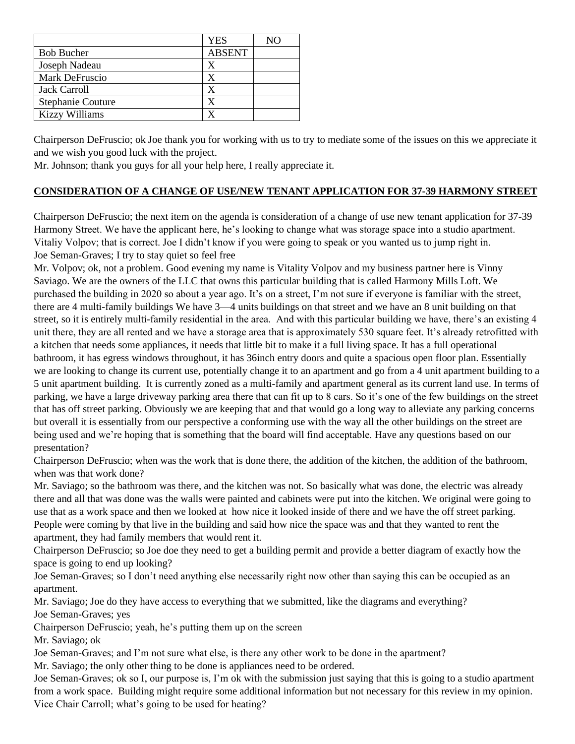| | YES | NO |
|---|---|---|
| Bob Bucher | ABSENT | |
| Joseph Nadeau | X | |
| Mark DeFruscio | X | |
| Jack Carroll | X | |
| Stephanie Couture | X | |
| Kizzy Williams | X | |

Chairperson DeFruscio; ok Joe thank you for working with us to try to mediate some of the issues on this we appreciate it and we wish you good luck with the project.

Mr. Johnson; thank you guys for all your help here, I really appreciate it.

**CONSIDERATION OF A CHANGE OF USE/NEW TENANT APPLICATION FOR 37-39 HARMONY STREET**

Chairperson DeFruscio; the next item on the agenda is consideration of a change of use new tenant application for 37-39 Harmony Street. We have the applicant here, he's looking to change what was storage space into a studio apartment.

Vitaliy Volpov; that is correct. Joe I didn't know if you were going to speak or you wanted us to jump right in.

Joe Seman-Graves; I try to stay quiet so feel free

Mr. Volpov; ok, not a problem. Good evening my name is Vitality Volpov and my business partner here is Vinny Saviago. We are the owners of the LLC that owns this particular building that is called Harmony Mills Loft. We purchased the building in 2020 so about a year ago. It's on a street, I'm not sure if everyone is familiar with the street, there are 4 multi-family buildings We have 3—4 units buildings on that street and we have an 8 unit building on that street, so it is entirely multi-family residential in the area. And with this particular building we have, there's an existing 4 unit there, they are all rented and we have a storage area that is approximately 530 square feet. It's already retrofitted with a kitchen that needs some appliances, it needs that little bit to make it a full living space. It has a full operational bathroom, it has egress windows throughout, it has 36inch entry doors and quite a spacious open floor plan. Essentially we are looking to change its current use, potentially change it to an apartment and go from a 4 unit apartment building to a 5 unit apartment building. It is currently zoned as a multi-family and apartment general as its current land use. In terms of parking, we have a large driveway parking area there that can fit up to 8 cars. So it's one of the few buildings on the street that has off street parking. Obviously we are keeping that and that would go a long way to alleviate any parking concerns but overall it is essentially from our perspective a conforming use with the way all the other buildings on the street are being used and we're hoping that is something that the board will find acceptable. Have any questions based on our presentation?

Chairperson DeFruscio; when was the work that is done there, the addition of the kitchen, the addition of the bathroom, when was that work done?

Mr. Saviago; so the bathroom was there, and the kitchen was not. So basically what was done, the electric was already there and all that was done was the walls were painted and cabinets were put into the kitchen. We original were going to use that as a work space and then we looked at how nice it looked inside of there and we have the off street parking. People were coming by that live in the building and said how nice the space was and that they wanted to rent the apartment, they had family members that would rent it.

Chairperson DeFruscio; so Joe doe they need to get a building permit and provide a better diagram of exactly how the space is going to end up looking?

Joe Seman-Graves; so I don't need anything else necessarily right now other than saying this can be occupied as an apartment.

Mr. Saviago; Joe do they have access to everything that we submitted, like the diagrams and everything?

Joe Seman-Graves; yes

Chairperson DeFruscio; yeah, he's putting them up on the screen

Mr. Saviago; ok

Joe Seman-Graves; and I'm not sure what else, is there any other work to be done in the apartment?

Mr. Saviago; the only other thing to be done is appliances need to be ordered.

Joe Seman-Graves; ok so I, our purpose is, I'm ok with the submission just saying that this is going to a studio apartment from a work space. Building might require some additional information but not necessary for this review in my opinion.

Vice Chair Carroll; what's going to be used for heating?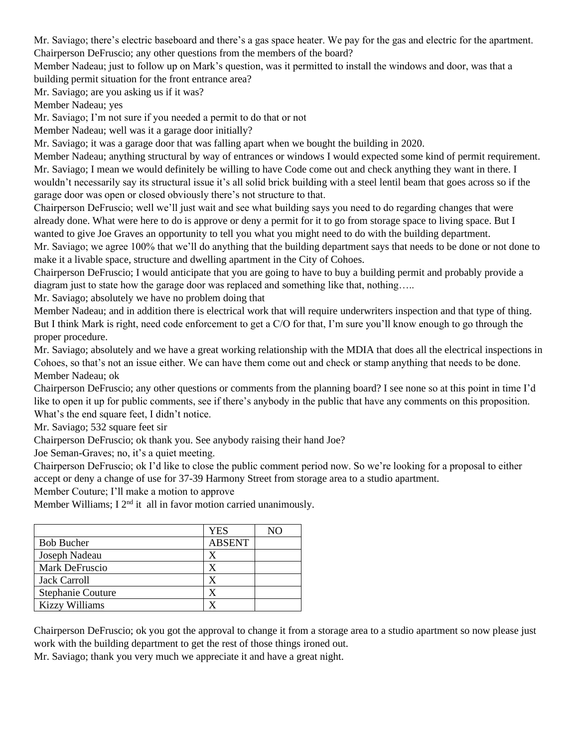Mr. Saviago; there's electric baseboard and there's a gas space heater. We pay for the gas and electric for the apartment.
Chairperson DeFruscio; any other questions from the members of the board?
Member Nadeau; just to follow up on Mark's question, was it permitted to install the windows and door, was that a building permit situation for the front entrance area?
Mr. Saviago; are you asking us if it was?
Member Nadeau; yes
Mr. Saviago; I'm not sure if you needed a permit to do that or not
Member Nadeau; well was it a garage door initially?
Mr. Saviago; it was a garage door that was falling apart when we bought the building in 2020.
Member Nadeau; anything structural by way of entrances or windows I would expected some kind of permit requirement.
Mr. Saviago; I mean we would definitely be willing to have Code come out and check anything they want in there. I wouldn't necessarily say its structural issue it's all solid brick building with a steel lentil beam that goes across so if the garage door was open or closed obviously there's not structure to that.
Chairperson DeFruscio; well we'll just wait and see what building says you need to do regarding changes that were already done. What were here to do is approve or deny a permit for it to go from storage space to living space. But I wanted to give Joe Graves an opportunity to tell you what you might need to do with the building department.
Mr. Saviago; we agree 100% that we'll do anything that the building department says that needs to be done or not done to make it a livable space, structure and dwelling apartment in the City of Cohoes.
Chairperson DeFruscio; I would anticipate that you are going to have to buy a building permit and probably provide a diagram just to state how the garage door was replaced and something like that, nothing…..
Mr. Saviago; absolutely we have no problem doing that
Member Nadeau; and in addition there is electrical work that will require underwriters inspection and that type of thing. But I think Mark is right, need code enforcement to get a C/O for that, I'm sure you'll know enough to go through the proper procedure.
Mr. Saviago; absolutely and we have a great working relationship with the MDIA that does all the electrical inspections in Cohoes, so that's not an issue either. We can have them come out and check or stamp anything that needs to be done.
Member Nadeau; ok
Chairperson DeFruscio; any other questions or comments from the planning board? I see none so at this point in time I'd like to open it up for public comments, see if there's anybody in the public that have any comments on this proposition. What's the end square feet, I didn't notice.
Mr. Saviago; 532 square feet sir
Chairperson DeFruscio; ok thank you. See anybody raising their hand Joe?
Joe Seman-Graves; no, it's a quiet meeting.
Chairperson DeFruscio; ok I'd like to close the public comment period now. So we're looking for a proposal to either accept or deny a change of use for 37-39 Harmony Street from storage area to a studio apartment.
Member Couture; I'll make a motion to approve
Member Williams; I 2nd it all in favor motion carried unanimously.

| | YES | NO |
|---|---|---|
| Bob Bucher | ABSENT | |
| Joseph Nadeau | X | |
| Mark DeFruscio | X | |
| Jack Carroll | X | |
| Stephanie Couture | X | |
| Kizzy Williams | X | |

Chairperson DeFruscio; ok you got the approval to change it from a storage area to a studio apartment so now please just work with the building department to get the rest of those things ironed out.
Mr. Saviago; thank you very much we appreciate it and have a great night.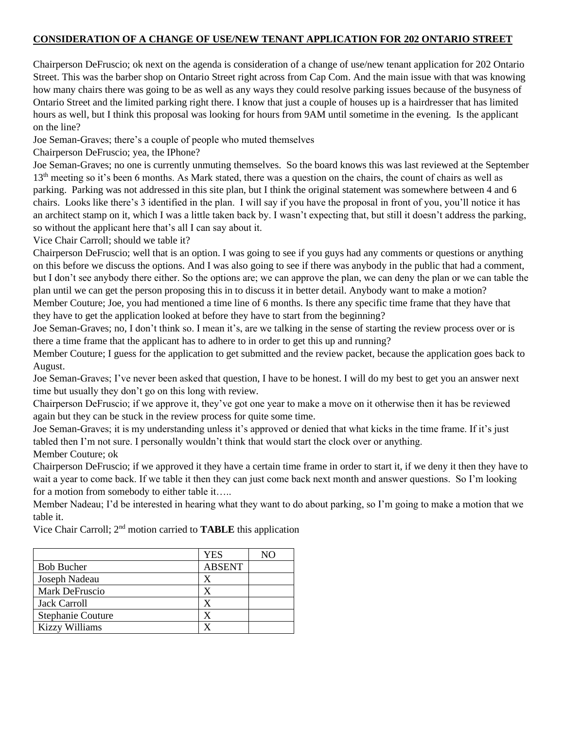**CONSIDERATION OF A CHANGE OF USE/NEW TENANT APPLICATION FOR 202 ONTARIO STREET**

Chairperson DeFruscio; ok next on the agenda is consideration of a change of use/new tenant application for 202 Ontario Street. This was the barber shop on Ontario Street right across from Cap Com. And the main issue with that was knowing how many chairs there was going to be as well as any ways they could resolve parking issues because of the busyness of Ontario Street and the limited parking right there. I know that just a couple of houses up is a hairdresser that has limited hours as well, but I think this proposal was looking for hours from 9AM until sometime in the evening. Is the applicant on the line?

Joe Seman-Graves; there's a couple of people who muted themselves

Chairperson DeFruscio; yea, the IPhone?

Joe Seman-Graves; no one is currently unmuting themselves. So the board knows this was last reviewed at the September 13th meeting so it's been 6 months. As Mark stated, there was a question on the chairs, the count of chairs as well as parking. Parking was not addressed in this site plan, but I think the original statement was somewhere between 4 and 6 chairs. Looks like there's 3 identified in the plan. I will say if you have the proposal in front of you, you'll notice it has an architect stamp on it, which I was a little taken back by. I wasn't expecting that, but still it doesn't address the parking, so without the applicant here that's all I can say about it.

Vice Chair Carroll; should we table it?

Chairperson DeFruscio; well that is an option. I was going to see if you guys had any comments or questions or anything on this before we discuss the options. And I was also going to see if there was anybody in the public that had a comment, but I don't see anybody there either. So the options are; we can approve the plan, we can deny the plan or we can table the plan until we can get the person proposing this in to discuss it in better detail. Anybody want to make a motion?

Member Couture; Joe, you had mentioned a time line of 6 months. Is there any specific time frame that they have that they have to get the application looked at before they have to start from the beginning?

Joe Seman-Graves; no, I don't think so. I mean it's, are we talking in the sense of starting the review process over or is there a time frame that the applicant has to adhere to in order to get this up and running?

Member Couture; I guess for the application to get submitted and the review packet, because the application goes back to August.

Joe Seman-Graves; I've never been asked that question, I have to be honest. I will do my best to get you an answer next time but usually they don't go on this long with review.

Chairperson DeFruscio; if we approve it, they've got one year to make a move on it otherwise then it has be reviewed again but they can be stuck in the review process for quite some time.

Joe Seman-Graves; it is my understanding unless it's approved or denied that what kicks in the time frame. If it's just tabled then I'm not sure. I personally wouldn't think that would start the clock over or anything.

Member Couture; ok

Chairperson DeFruscio; if we approved it they have a certain time frame in order to start it, if we deny it then they have to wait a year to come back. If we table it then they can just come back next month and answer questions. So I'm looking for a motion from somebody to either table it…..

Member Nadeau; I'd be interested in hearing what they want to do about parking, so I'm going to make a motion that we table it.

Vice Chair Carroll; 2nd motion carried to **TABLE** this application

| | YES | NO |
|---|---|---|
| Bob Bucher | ABSENT | |
| Joseph Nadeau | X | |
| Mark DeFruscio | X | |
| Jack Carroll | X | |
| Stephanie Couture | X | |
| Kizzy Williams | X | |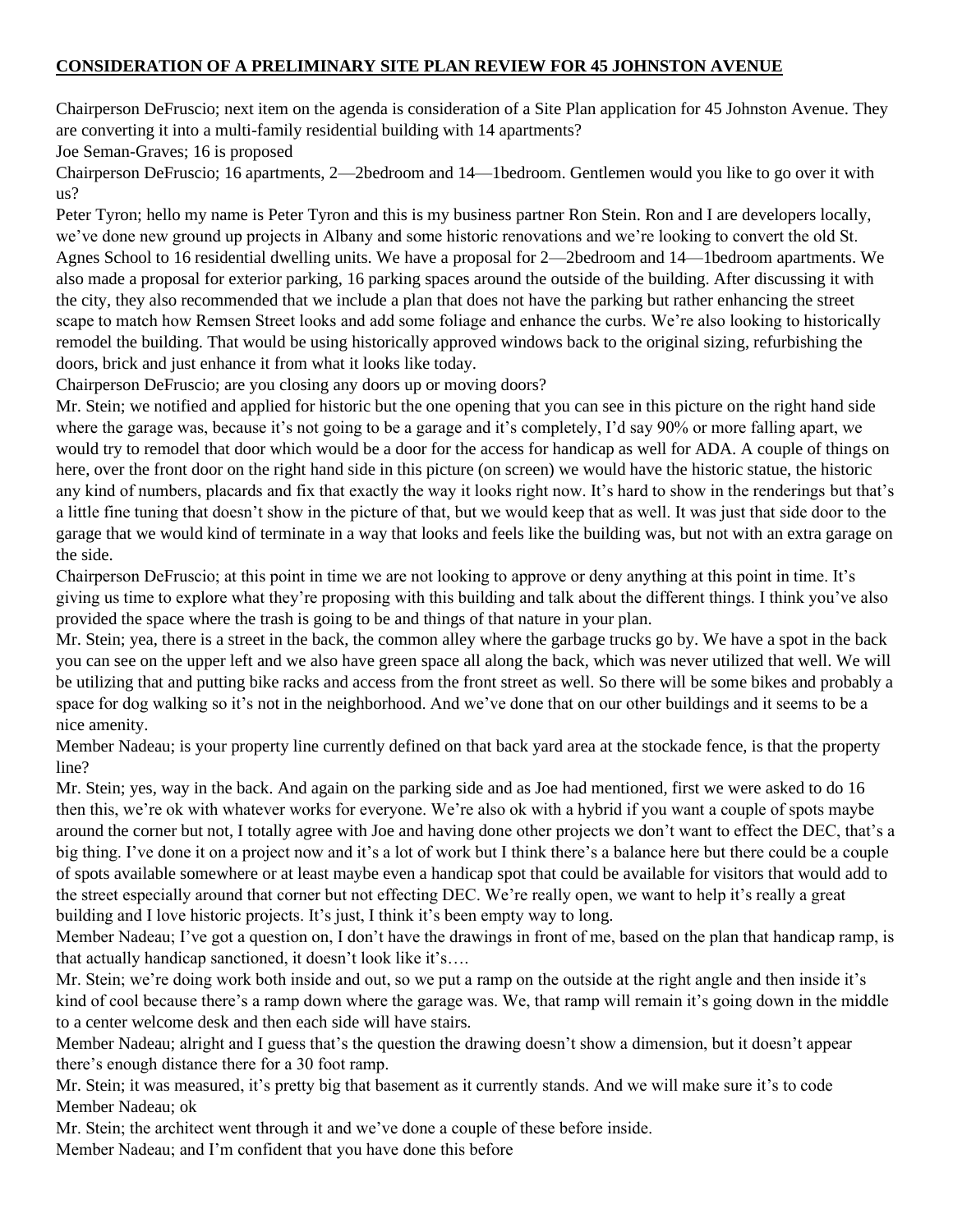**CONSIDERATION OF A PRELIMINARY SITE PLAN REVIEW FOR 45 JOHNSTON AVENUE**

Chairperson DeFruscio; next item on the agenda is consideration of a Site Plan application for 45 Johnston Avenue. They are converting it into a multi-family residential building with 14 apartments?

Joe Seman-Graves; 16 is proposed

Chairperson DeFruscio; 16 apartments, 2—2bedroom and 14—1bedroom. Gentlemen would you like to go over it with us?

Peter Tyron; hello my name is Peter Tyron and this is my business partner Ron Stein. Ron and I are developers locally, we've done new ground up projects in Albany and some historic renovations and we're looking to convert the old St. Agnes School to 16 residential dwelling units. We have a proposal for 2—2bedroom and 14—1bedroom apartments. We also made a proposal for exterior parking, 16 parking spaces around the outside of the building. After discussing it with the city, they also recommended that we include a plan that does not have the parking but rather enhancing the street scape to match how Remsen Street looks and add some foliage and enhance the curbs. We're also looking to historically remodel the building. That would be using historically approved windows back to the original sizing, refurbishing the doors, brick and just enhance it from what it looks like today.

Chairperson DeFruscio; are you closing any doors up or moving doors?

Mr. Stein; we notified and applied for historic but the one opening that you can see in this picture on the right hand side where the garage was, because it's not going to be a garage and it's completely, I'd say 90% or more falling apart, we would try to remodel that door which would be a door for the access for handicap as well for ADA. A couple of things on here, over the front door on the right hand side in this picture (on screen) we would have the historic statue, the historic any kind of numbers, placards and fix that exactly the way it looks right now. It's hard to show in the renderings but that's a little fine tuning that doesn't show in the picture of that, but we would keep that as well. It was just that side door to the garage that we would kind of terminate in a way that looks and feels like the building was, but not with an extra garage on the side.

Chairperson DeFruscio; at this point in time we are not looking to approve or deny anything at this point in time. It's giving us time to explore what they're proposing with this building and talk about the different things. I think you've also provided the space where the trash is going to be and things of that nature in your plan.

Mr. Stein; yea, there is a street in the back, the common alley where the garbage trucks go by. We have a spot in the back you can see on the upper left and we also have green space all along the back, which was never utilized that well. We will be utilizing that and putting bike racks and access from the front street as well. So there will be some bikes and probably a space for dog walking so it's not in the neighborhood. And we've done that on our other buildings and it seems to be a nice amenity.

Member Nadeau; is your property line currently defined on that back yard area at the stockade fence, is that the property line?

Mr. Stein; yes, way in the back. And again on the parking side and as Joe had mentioned, first we were asked to do 16 then this, we're ok with whatever works for everyone. We're also ok with a hybrid if you want a couple of spots maybe around the corner but not, I totally agree with Joe and having done other projects we don't want to effect the DEC, that's a big thing. I've done it on a project now and it's a lot of work but I think there's a balance here but there could be a couple of spots available somewhere or at least maybe even a handicap spot that could be available for visitors that would add to the street especially around that corner but not effecting DEC. We're really open, we want to help it's really a great building and I love historic projects. It's just, I think it's been empty way to long.

Member Nadeau; I've got a question on, I don't have the drawings in front of me, based on the plan that handicap ramp, is that actually handicap sanctioned, it doesn't look like it's….

Mr. Stein; we're doing work both inside and out, so we put a ramp on the outside at the right angle and then inside it's kind of cool because there's a ramp down where the garage was. We, that ramp will remain it's going down in the middle to a center welcome desk and then each side will have stairs.

Member Nadeau; alright and I guess that's the question the drawing doesn't show a dimension, but it doesn't appear there's enough distance there for a 30 foot ramp.

Mr. Stein; it was measured, it's pretty big that basement as it currently stands. And we will make sure it's to code

Member Nadeau; ok

Mr. Stein; the architect went through it and we've done a couple of these before inside.

Member Nadeau; and I'm confident that you have done this before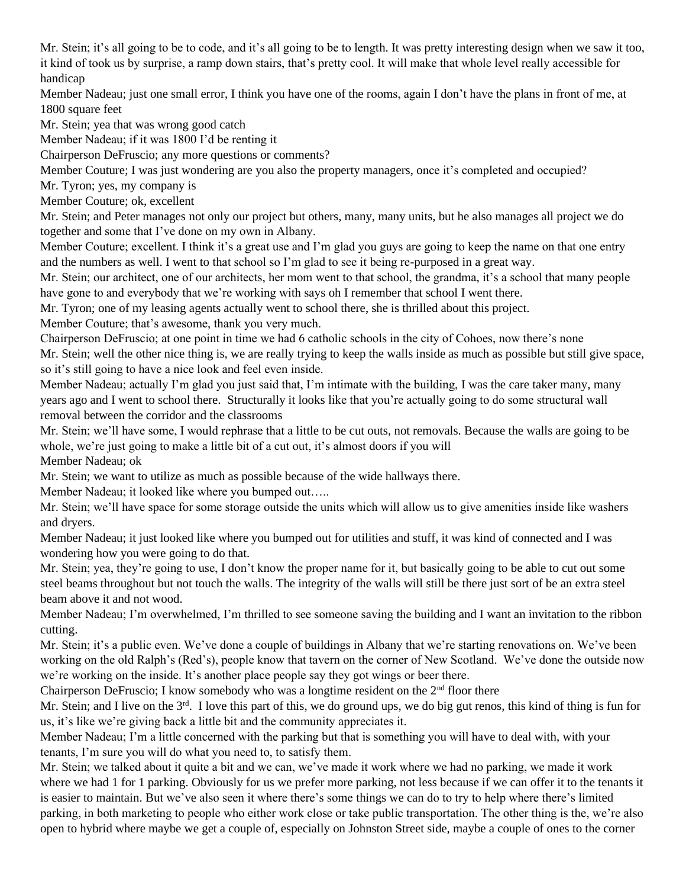Mr. Stein; it's all going to be to code, and it's all going to be to length. It was pretty interesting design when we saw it too, it kind of took us by surprise, a ramp down stairs, that's pretty cool. It will make that whole level really accessible for handicap

Member Nadeau; just one small error, I think you have one of the rooms, again I don't have the plans in front of me, at 1800 square feet

Mr. Stein; yea that was wrong good catch

Member Nadeau; if it was 1800 I'd be renting it

Chairperson DeFruscio; any more questions or comments?

Member Couture; I was just wondering are you also the property managers, once it's completed and occupied?

Mr. Tyron; yes, my company is

Member Couture; ok, excellent

Mr. Stein; and Peter manages not only our project but others, many, many units, but he also manages all project we do together and some that I've done on my own in Albany.

Member Couture; excellent. I think it's a great use and I'm glad you guys are going to keep the name on that one entry and the numbers as well. I went to that school so I'm glad to see it being re-purposed in a great way.

Mr. Stein; our architect, one of our architects, her mom went to that school, the grandma, it's a school that many people have gone to and everybody that we're working with says oh I remember that school I went there.

Mr. Tyron; one of my leasing agents actually went to school there, she is thrilled about this project.

Member Couture; that's awesome, thank you very much.

Chairperson DeFruscio; at one point in time we had 6 catholic schools in the city of Cohoes, now there's none

Mr. Stein; well the other nice thing is, we are really trying to keep the walls inside as much as possible but still give space, so it's still going to have a nice look and feel even inside.

Member Nadeau; actually I'm glad you just said that, I'm intimate with the building, I was the care taker many, many years ago and I went to school there. Structurally it looks like that you're actually going to do some structural wall removal between the corridor and the classrooms

Mr. Stein; we'll have some, I would rephrase that a little to be cut outs, not removals. Because the walls are going to be whole, we're just going to make a little bit of a cut out, it's almost doors if you will

Member Nadeau; ok

Mr. Stein; we want to utilize as much as possible because of the wide hallways there.

Member Nadeau; it looked like where you bumped out…..

Mr. Stein; we'll have space for some storage outside the units which will allow us to give amenities inside like washers and dryers.

Member Nadeau; it just looked like where you bumped out for utilities and stuff, it was kind of connected and I was wondering how you were going to do that.

Mr. Stein; yea, they're going to use, I don't know the proper name for it, but basically going to be able to cut out some steel beams throughout but not touch the walls. The integrity of the walls will still be there just sort of be an extra steel beam above it and not wood.

Member Nadeau; I'm overwhelmed, I'm thrilled to see someone saving the building and I want an invitation to the ribbon cutting.

Mr. Stein; it's a public even. We've done a couple of buildings in Albany that we're starting renovations on. We've been working on the old Ralph's (Red's), people know that tavern on the corner of New Scotland. We've done the outside now we're working on the inside. It's another place people say they got wings or beer there.

Chairperson DeFruscio; I know somebody who was a longtime resident on the 2nd floor there

Mr. Stein; and I live on the 3rd. I love this part of this, we do ground ups, we do big gut renos, this kind of thing is fun for us, it's like we're giving back a little bit and the community appreciates it.

Member Nadeau; I'm a little concerned with the parking but that is something you will have to deal with, with your tenants, I'm sure you will do what you need to, to satisfy them.

Mr. Stein; we talked about it quite a bit and we can, we've made it work where we had no parking, we made it work where we had 1 for 1 parking. Obviously for us we prefer more parking, not less because if we can offer it to the tenants it is easier to maintain. But we've also seen it where there's some things we can do to try to help where there's limited parking, in both marketing to people who either work close or take public transportation. The other thing is the, we're also open to hybrid where maybe we get a couple of, especially on Johnston Street side, maybe a couple of ones to the corner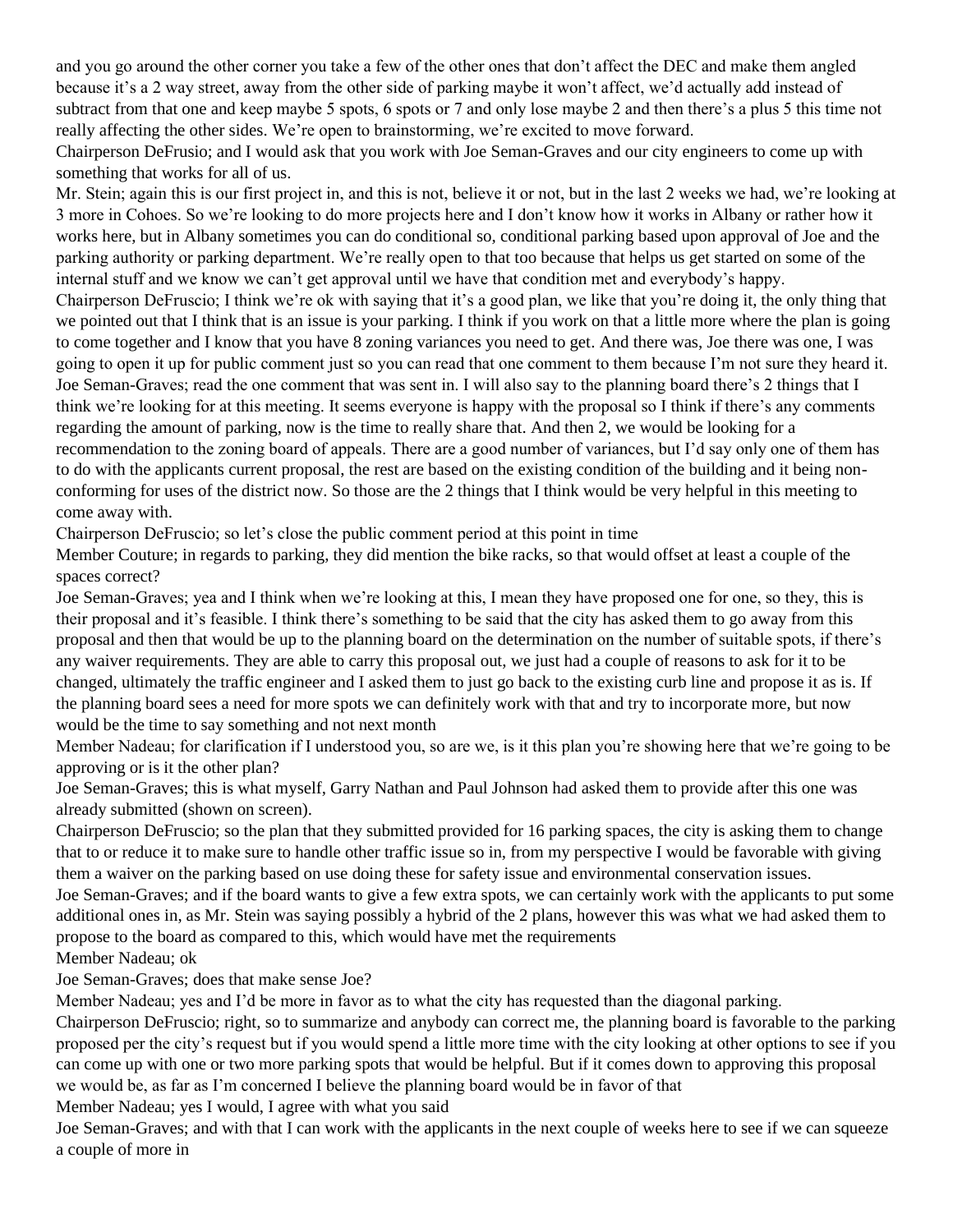and you go around the other corner you take a few of the other ones that don't affect the DEC and make them angled because it's a 2 way street, away from the other side of parking maybe it won't affect, we'd actually add instead of subtract from that one and keep maybe 5 spots, 6 spots or 7 and only lose maybe 2 and then there's a plus 5 this time not really affecting the other sides. We're open to brainstorming, we're excited to move forward.

Chairperson DeFrusio; and I would ask that you work with Joe Seman-Graves and our city engineers to come up with something that works for all of us.

Mr. Stein; again this is our first project in, and this is not, believe it or not, but in the last 2 weeks we had, we're looking at 3 more in Cohoes. So we're looking to do more projects here and I don't know how it works in Albany or rather how it works here, but in Albany sometimes you can do conditional so, conditional parking based upon approval of Joe and the parking authority or parking department. We're really open to that too because that helps us get started on some of the internal stuff and we know we can't get approval until we have that condition met and everybody's happy.

Chairperson DeFruscio; I think we're ok with saying that it's a good plan, we like that you're doing it, the only thing that we pointed out that I think that is an issue is your parking. I think if you work on that a little more where the plan is going to come together and I know that you have 8 zoning variances you need to get. And there was, Joe there was one, I was going to open it up for public comment just so you can read that one comment to them because I'm not sure they heard it.

Joe Seman-Graves; read the one comment that was sent in. I will also say to the planning board there's 2 things that I think we're looking for at this meeting. It seems everyone is happy with the proposal so I think if there's any comments regarding the amount of parking, now is the time to really share that. And then 2, we would be looking for a recommendation to the zoning board of appeals. There are a good number of variances, but I'd say only one of them has to do with the applicants current proposal, the rest are based on the existing condition of the building and it being non-conforming for uses of the district now. So those are the 2 things that I think would be very helpful in this meeting to come away with.

Chairperson DeFruscio; so let's close the public comment period at this point in time

Member Couture; in regards to parking, they did mention the bike racks, so that would offset at least a couple of the spaces correct?

Joe Seman-Graves; yea and I think when we're looking at this, I mean they have proposed one for one, so they, this is their proposal and it's feasible. I think there's something to be said that the city has asked them to go away from this proposal and then that would be up to the planning board on the determination on the number of suitable spots, if there's any waiver requirements. They are able to carry this proposal out, we just had a couple of reasons to ask for it to be changed, ultimately the traffic engineer and I asked them to just go back to the existing curb line and propose it as is. If the planning board sees a need for more spots we can definitely work with that and try to incorporate more, but now would be the time to say something and not next month

Member Nadeau; for clarification if I understood you, so are we, is it this plan you're showing here that we're going to be approving or is it the other plan?

Joe Seman-Graves; this is what myself, Garry Nathan and Paul Johnson had asked them to provide after this one was already submitted (shown on screen).

Chairperson DeFruscio; so the plan that they submitted provided for 16 parking spaces, the city is asking them to change that to or reduce it to make sure to handle other traffic issue so in, from my perspective I would be favorable with giving them a waiver on the parking based on use doing these for safety issue and environmental conservation issues.

Joe Seman-Graves; and if the board wants to give a few extra spots, we can certainly work with the applicants to put some additional ones in, as Mr. Stein was saying possibly a hybrid of the 2 plans, however this was what we had asked them to propose to the board as compared to this, which would have met the requirements

Member Nadeau; ok

Joe Seman-Graves; does that make sense Joe?

Member Nadeau; yes and I'd be more in favor as to what the city has requested than the diagonal parking.

Chairperson DeFruscio; right, so to summarize and anybody can correct me, the planning board is favorable to the parking proposed per the city's request but if you would spend a little more time with the city looking at other options to see if you can come up with one or two more parking spots that would be helpful. But if it comes down to approving this proposal we would be, as far as I'm concerned I believe the planning board would be in favor of that

Member Nadeau; yes I would, I agree with what you said

Joe Seman-Graves; and with that I can work with the applicants in the next couple of weeks here to see if we can squeeze a couple of more in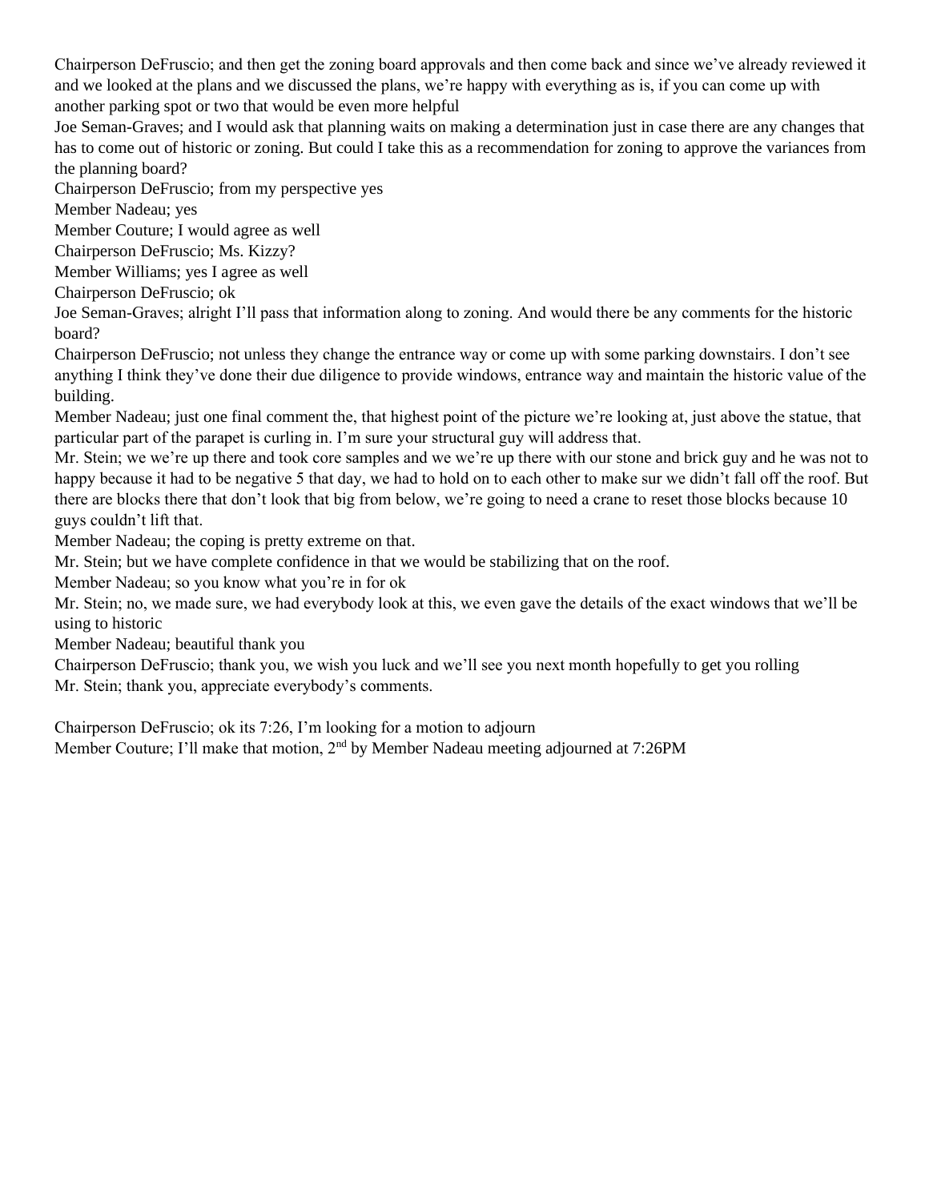Chairperson DeFruscio; and then get the zoning board approvals and then come back and since we've already reviewed it and we looked at the plans and we discussed the plans, we're happy with everything as is, if you can come up with another parking spot or two that would be even more helpful

Joe Seman-Graves; and I would ask that planning waits on making a determination just in case there are any changes that has to come out of historic or zoning. But could I take this as a recommendation for zoning to approve the variances from the planning board?

Chairperson DeFruscio; from my perspective yes

Member Nadeau; yes

Member Couture; I would agree as well

Chairperson DeFruscio; Ms. Kizzy?

Member Williams; yes I agree as well

Chairperson DeFruscio; ok

Joe Seman-Graves; alright I'll pass that information along to zoning. And would there be any comments for the historic board?

Chairperson DeFruscio; not unless they change the entrance way or come up with some parking downstairs. I don't see anything I think they've done their due diligence to provide windows, entrance way and maintain the historic value of the building.

Member Nadeau; just one final comment the, that highest point of the picture we're looking at, just above the statue, that particular part of the parapet is curling in. I'm sure your structural guy will address that.

Mr. Stein; we we're up there and took core samples and we we're up there with our stone and brick guy and he was not to happy because it had to be negative 5 that day, we had to hold on to each other to make sur we didn't fall off the roof. But there are blocks there that don't look that big from below, we're going to need a crane to reset those blocks because 10 guys couldn't lift that.

Member Nadeau; the coping is pretty extreme on that.

Mr. Stein; but we have complete confidence in that we would be stabilizing that on the roof.

Member Nadeau; so you know what you're in for ok

Mr. Stein; no, we made sure, we had everybody look at this, we even gave the details of the exact windows that we'll be using to historic

Member Nadeau; beautiful thank you

Chairperson DeFruscio; thank you, we wish you luck and we'll see you next month hopefully to get you rolling

Mr. Stein; thank you, appreciate everybody's comments.

Chairperson DeFruscio; ok its 7:26, I'm looking for a motion to adjourn

Member Couture; I'll make that motion, 2nd by Member Nadeau meeting adjourned at 7:26PM